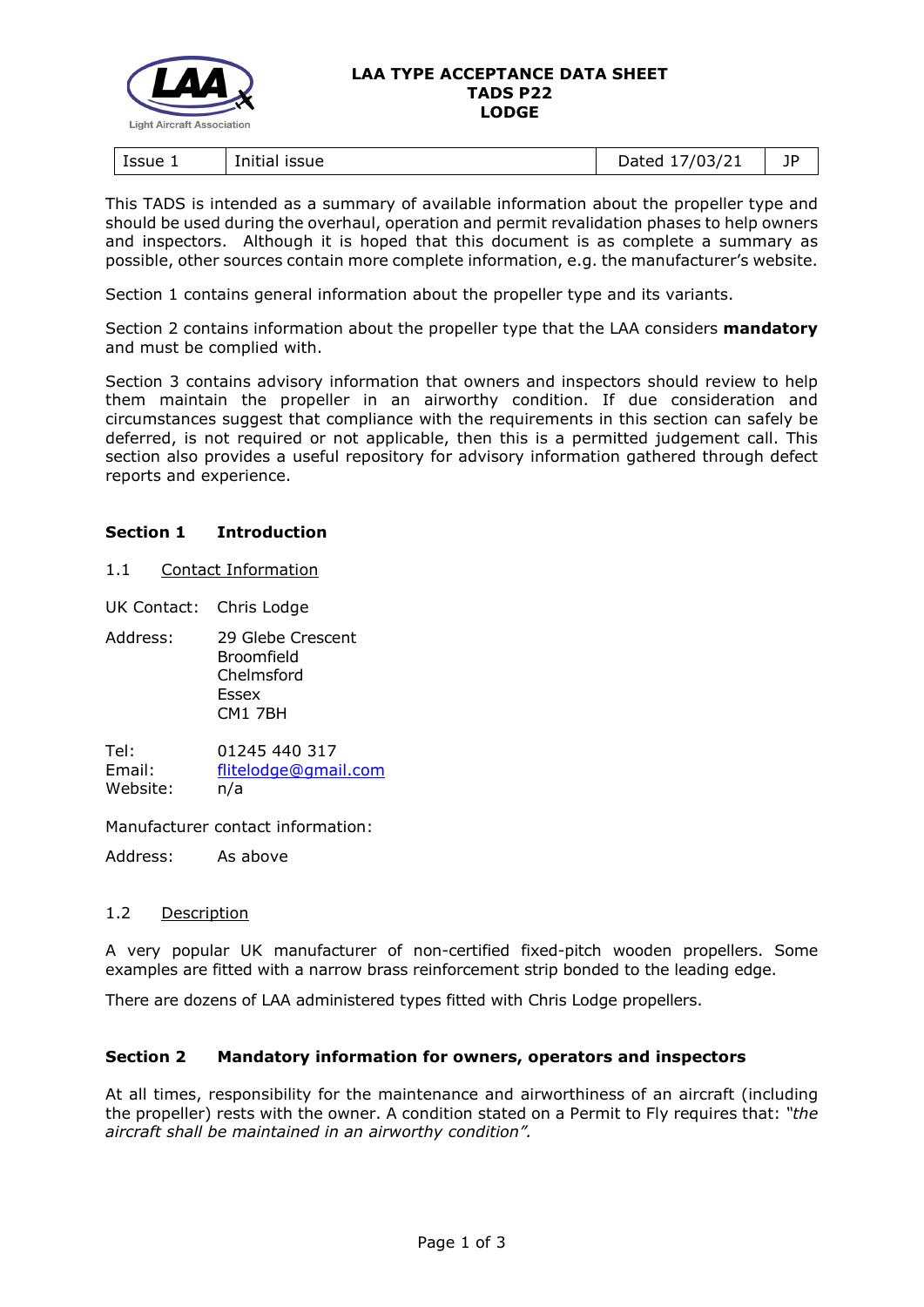**LAA TYPE ACCEPTANCE DATA SHEET**
**TADS P22**
**LODGE**

| Issue 1 | Initial issue | Dated 17/03/21 | JP |
|---|---|---|---|

This TADS is intended as a summary of available information about the propeller type and should be used during the overhaul, operation and permit revalidation phases to help owners and inspectors. Although it is hoped that this document is as complete a summary as possible, other sources contain more complete information, e.g. the manufacturer's website.

Section 1 contains general information about the propeller type and its variants.

Section 2 contains information about the propeller type that the LAA considers **mandatory** and must be complied with.

Section 3 contains advisory information that owners and inspectors should review to help them maintain the propeller in an airworthy condition. If due consideration and circumstances suggest that compliance with the requirements in this section can safely be deferred, is not required or not applicable, then this is a permitted judgement call. This section also provides a useful repository for advisory information gathered through defect reports and experience.

## Section 1 Introduction

### 1.1 Contact Information

UK Contact: Chris Lodge

Address: 29 Glebe Crescent
Broomfield
Chelmsford
Essex
CM1 7BH

Tel: 01245 440 317
Email: flitelodge@gmail.com
Website: n/a

Manufacturer contact information:

Address: As above

### 1.2 Description

A very popular UK manufacturer of non-certified fixed-pitch wooden propellers. Some examples are fitted with a narrow brass reinforcement strip bonded to the leading edge.

There are dozens of LAA administered types fitted with Chris Lodge propellers.

## Section 2 Mandatory information for owners, operators and inspectors

At all times, responsibility for the maintenance and airworthiness of an aircraft (including the propeller) rests with the owner. A condition stated on a Permit to Fly requires that: *"the aircraft shall be maintained in an airworthy condition".*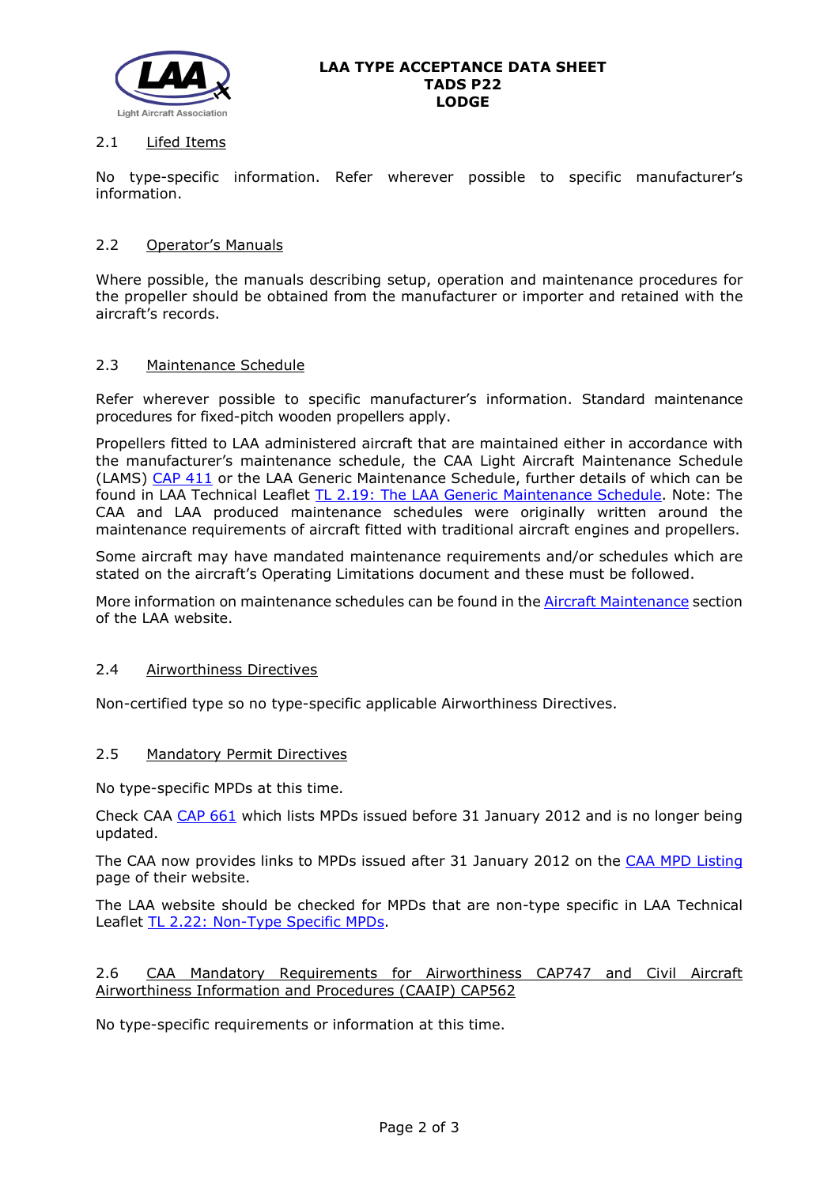## 2.1 Lifed Items

No type-specific information. Refer wherever possible to specific manufacturer's information.

## 2.2 Operator's Manuals

Where possible, the manuals describing setup, operation and maintenance procedures for the propeller should be obtained from the manufacturer or importer and retained with the aircraft's records.

## 2.3 Maintenance Schedule

Refer wherever possible to specific manufacturer's information. Standard maintenance procedures for fixed-pitch wooden propellers apply.

Propellers fitted to LAA administered aircraft that are maintained either in accordance with the manufacturer's maintenance schedule, the CAA Light Aircraft Maintenance Schedule (LAMS) CAP 411 or the LAA Generic Maintenance Schedule, further details of which can be found in LAA Technical Leaflet TL 2.19: The LAA Generic Maintenance Schedule. Note: The CAA and LAA produced maintenance schedules were originally written around the maintenance requirements of aircraft fitted with traditional aircraft engines and propellers.

Some aircraft may have mandated maintenance requirements and/or schedules which are stated on the aircraft's Operating Limitations document and these must be followed.

More information on maintenance schedules can be found in the Aircraft Maintenance section of the LAA website.

## 2.4 Airworthiness Directives

Non-certified type so no type-specific applicable Airworthiness Directives.

## 2.5 Mandatory Permit Directives

No type-specific MPDs at this time.

Check CAA CAP 661 which lists MPDs issued before 31 January 2012 and is no longer being updated.

The CAA now provides links to MPDs issued after 31 January 2012 on the CAA MPD Listing page of their website.

The LAA website should be checked for MPDs that are non-type specific in LAA Technical Leaflet TL 2.22: Non-Type Specific MPDs.

## 2.6 CAA Mandatory Requirements for Airworthiness CAP747 and Civil Aircraft Airworthiness Information and Procedures (CAAIP) CAP562

No type-specific requirements or information at this time.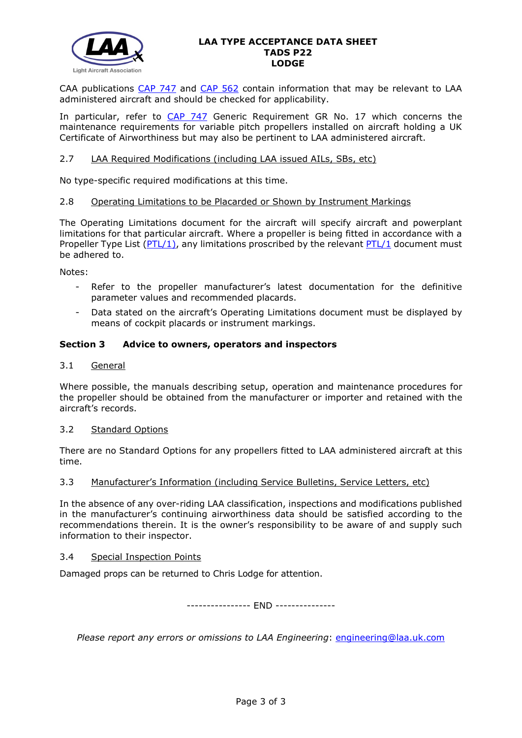CAA publications CAP 747 and CAP 562 contain information that may be relevant to LAA administered aircraft and should be checked for applicability.

In particular, refer to CAP 747 Generic Requirement GR No. 17 which concerns the maintenance requirements for variable pitch propellers installed on aircraft holding a UK Certificate of Airworthiness but may also be pertinent to LAA administered aircraft.

### 2.7 LAA Required Modifications (including LAA issued AILs, SBs, etc)

No type-specific required modifications at this time.

### 2.8 Operating Limitations to be Placarded or Shown by Instrument Markings

The Operating Limitations document for the aircraft will specify aircraft and powerplant limitations for that particular aircraft. Where a propeller is being fitted in accordance with a Propeller Type List (PTL/1), any limitations proscribed by the relevant PTL/1 document must be adhered to.

Notes:

- Refer to the propeller manufacturer's latest documentation for the definitive parameter values and recommended placards.
- Data stated on the aircraft's Operating Limitations document must be displayed by means of cockpit placards or instrument markings.

## Section 3 Advice to owners, operators and inspectors

### 3.1 General

Where possible, the manuals describing setup, operation and maintenance procedures for the propeller should be obtained from the manufacturer or importer and retained with the aircraft's records.

### 3.2 Standard Options

There are no Standard Options for any propellers fitted to LAA administered aircraft at this time.

### 3.3 Manufacturer's Information (including Service Bulletins, Service Letters, etc)

In the absence of any over-riding LAA classification, inspections and modifications published in the manufacturer's continuing airworthiness data should be satisfied according to the recommendations therein. It is the owner's responsibility to be aware of and supply such information to their inspector.

### 3.4 Special Inspection Points

Damaged props can be returned to Chris Lodge for attention.

---------------- END ---------------

*Please report any errors or omissions to LAA Engineering*: engineering@laa.uk.com